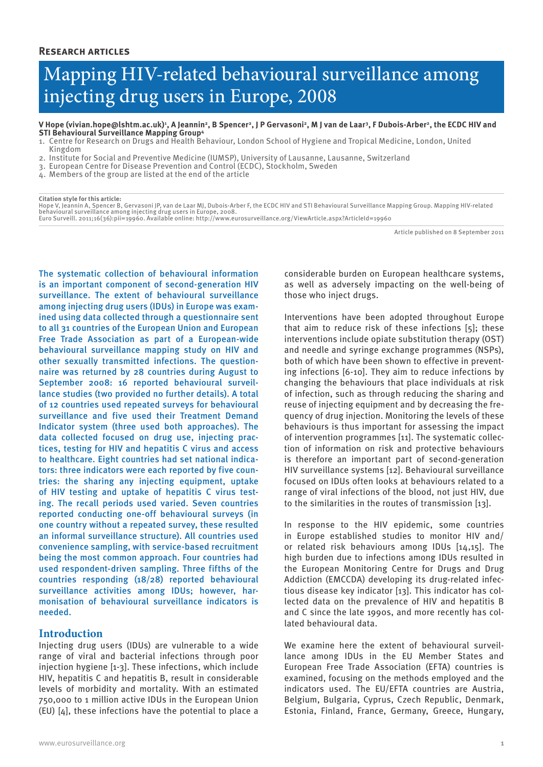**Research articles**

# Mapping HIV-related behavioural surveillance among injecting drug users in Europe, 2008

**V Hope (vivian.hope@lshtm.ac.uk)[1], A Jeannin[2], B Spencer[2], J P Gervasoni[2], M J van de Laar[3], F Dubois-Arber[2], the ECDC HIV and STI Behavioural Surveillance Mapping Group[4]**

1. Centre for Research on Drugs and Health Behaviour, London School of Hygiene and Tropical Medicine, London, United Kingdom
2. Institute for Social and Preventive Medicine (IUMSP), University of Lausanne, Lausanne, Switzerland
3. European Centre for Disease Prevention and Control (ECDC), Stockholm, Sweden
4. Members of the group are listed at the end of the article

**Citation style for this article:**
Hope V, Jeannin A, Spencer B, Gervasoni JP, van de Laar MJ, Dubois-Arber F, the ECDC HIV and STI Behavioural Surveillance Mapping Group. Mapping HIV-related behavioural surveillance among injecting drug users in Europe, 2008.
Euro Surveill. 2011;16(36):pii=19960. Available online: http://www.eurosurveillance.org/ViewArticle.aspx?ArticleId=19960

Article published on 8 September 2011

The systematic collection of behavioural information is an important component of second-generation HIV surveillance. The extent of behavioural surveillance among injecting drug users (IDUs) in Europe was examined using data collected through a questionnaire sent to all 31 countries of the European Union and European Free Trade Association as part of a European-wide behavioural surveillance mapping study on HIV and other sexually transmitted infections. The questionnaire was returned by 28 countries during August to September 2008: 16 reported behavioural surveillance studies (two provided no further details). A total of 12 countries used repeated surveys for behavioural surveillance and five used their Treatment Demand Indicator system (three used both approaches). The data collected focused on drug use, injecting practices, testing for HIV and hepatitis C virus and access to healthcare. Eight countries had set national indicators: three indicators were each reported by five countries: the sharing any injecting equipment, uptake of HIV testing and uptake of hepatitis C virus testing. The recall periods used varied. Seven countries reported conducting one-off behavioural surveys (in one country without a repeated survey, these resulted an informal surveillance structure). All countries used convenience sampling, with service-based recruitment being the most common approach. Four countries had used respondent-driven sampling. Three fifths of the countries responding (18/28) reported behavioural surveillance activities among IDUs; however, harmonisation of behavioural surveillance indicators is needed.

## Introduction

Injecting drug users (IDUs) are vulnerable to a wide range of viral and bacterial infections through poor injection hygiene [1-3]. These infections, which include HIV, hepatitis C and hepatitis B, result in considerable levels of morbidity and mortality. With an estimated 750,000 to 1 million active IDUs in the European Union (EU) [4], these infections have the potential to place a considerable burden on European healthcare systems, as well as adversely impacting on the well-being of those who inject drugs.

Interventions have been adopted throughout Europe that aim to reduce risk of these infections [5]; these interventions include opiate substitution therapy (OST) and needle and syringe exchange programmes (NSPs), both of which have been shown to effective in preventing infections [6-10]. They aim to reduce infections by changing the behaviours that place individuals at risk of infection, such as through reducing the sharing and reuse of injecting equipment and by decreasing the frequency of drug injection. Monitoring the levels of these behaviours is thus important for assessing the impact of intervention programmes [11]. The systematic collection of information on risk and protective behaviours is therefore an important part of second-generation HIV surveillance systems [12]. Behavioural surveillance focused on IDUs often looks at behaviours related to a range of viral infections of the blood, not just HIV, due to the similarities in the routes of transmission [13].

In response to the HIV epidemic, some countries in Europe established studies to monitor HIV and/or related risk behaviours among IDUs [14,15]. The high burden due to infections among IDUs resulted in the European Monitoring Centre for Drugs and Drug Addiction (EMCCDA) developing its drug-related infectious disease key indicator [13]. This indicator has collected data on the prevalence of HIV and hepatitis B and C since the late 1990s, and more recently has collated behavioural data.

We examine here the extent of behavioural surveillance among IDUs in the EU Member States and European Free Trade Association (EFTA) countries is examined, focusing on the methods employed and the indicators used. The EU/EFTA countries are Austria, Belgium, Bulgaria, Cyprus, Czech Republic, Denmark, Estonia, Finland, France, Germany, Greece, Hungary,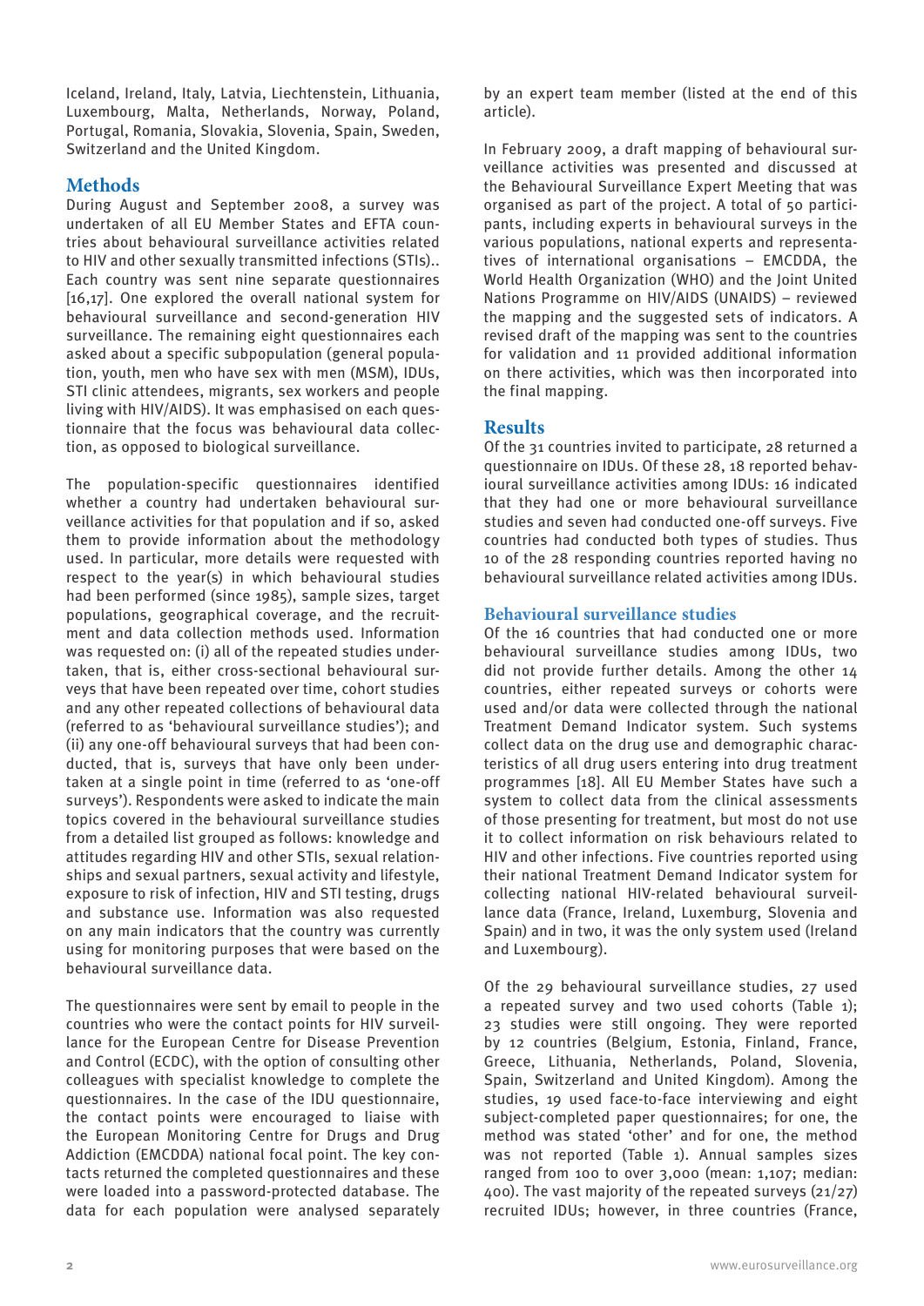Iceland, Ireland, Italy, Latvia, Liechtenstein, Lithuania, Luxembourg, Malta, Netherlands, Norway, Poland, Portugal, Romania, Slovakia, Slovenia, Spain, Sweden, Switzerland and the United Kingdom.

## Methods

During August and September 2008, a survey was undertaken of all EU Member States and EFTA countries about behavioural surveillance activities related to HIV and other sexually transmitted infections (STIs).. Each country was sent nine separate questionnaires [16,17]. One explored the overall national system for behavioural surveillance and second-generation HIV surveillance. The remaining eight questionnaires each asked about a specific subpopulation (general population, youth, men who have sex with men (MSM), IDUs, STI clinic attendees, migrants, sex workers and people living with HIV/AIDS). It was emphasised on each questionnaire that the focus was behavioural data collection, as opposed to biological surveillance.

The population-specific questionnaires identified whether a country had undertaken behavioural surveillance activities for that population and if so, asked them to provide information about the methodology used. In particular, more details were requested with respect to the year(s) in which behavioural studies had been performed (since 1985), sample sizes, target populations, geographical coverage, and the recruitment and data collection methods used. Information was requested on: (i) all of the repeated studies undertaken, that is, either cross-sectional behavioural surveys that have been repeated over time, cohort studies and any other repeated collections of behavioural data (referred to as 'behavioural surveillance studies'); and (ii) any one-off behavioural surveys that had been conducted, that is, surveys that have only been undertaken at a single point in time (referred to as 'one-off surveys'). Respondents were asked to indicate the main topics covered in the behavioural surveillance studies from a detailed list grouped as follows: knowledge and attitudes regarding HIV and other STIs, sexual relationships and sexual partners, sexual activity and lifestyle, exposure to risk of infection, HIV and STI testing, drugs and substance use. Information was also requested on any main indicators that the country was currently using for monitoring purposes that were based on the behavioural surveillance data.

The questionnaires were sent by email to people in the countries who were the contact points for HIV surveillance for the European Centre for Disease Prevention and Control (ECDC), with the option of consulting other colleagues with specialist knowledge to complete the questionnaires. In the case of the IDU questionnaire, the contact points were encouraged to liaise with the European Monitoring Centre for Drugs and Drug Addiction (EMCDDA) national focal point. The key contacts returned the completed questionnaires and these were loaded into a password-protected database. The data for each population were analysed separately by an expert team member (listed at the end of this article).

In February 2009, a draft mapping of behavioural surveillance activities was presented and discussed at the Behavioural Surveillance Expert Meeting that was organised as part of the project. A total of 50 participants, including experts in behavioural surveys in the various populations, national experts and representatives of international organisations – EMCDDA, the World Health Organization (WHO) and the Joint United Nations Programme on HIV/AIDS (UNAIDS) – reviewed the mapping and the suggested sets of indicators. A revised draft of the mapping was sent to the countries for validation and 11 provided additional information on there activities, which was then incorporated into the final mapping.

## Results

Of the 31 countries invited to participate, 28 returned a questionnaire on IDUs. Of these 28, 18 reported behavioural surveillance activities among IDUs: 16 indicated that they had one or more behavioural surveillance studies and seven had conducted one-off surveys. Five countries had conducted both types of studies. Thus 10 of the 28 responding countries reported having no behavioural surveillance related activities among IDUs.

### Behavioural surveillance studies

Of the 16 countries that had conducted one or more behavioural surveillance studies among IDUs, two did not provide further details. Among the other 14 countries, either repeated surveys or cohorts were used and/or data were collected through the national Treatment Demand Indicator system. Such systems collect data on the drug use and demographic characteristics of all drug users entering into drug treatment programmes [18]. All EU Member States have such a system to collect data from the clinical assessments of those presenting for treatment, but most do not use it to collect information on risk behaviours related to HIV and other infections. Five countries reported using their national Treatment Demand Indicator system for collecting national HIV-related behavioural surveillance data (France, Ireland, Luxemburg, Slovenia and Spain) and in two, it was the only system used (Ireland and Luxembourg).

Of the 29 behavioural surveillance studies, 27 used a repeated survey and two used cohorts (Table 1); 23 studies were still ongoing. They were reported by 12 countries (Belgium, Estonia, Finland, France, Greece, Lithuania, Netherlands, Poland, Slovenia, Spain, Switzerland and United Kingdom). Among the studies, 19 used face-to-face interviewing and eight subject-completed paper questionnaires; for one, the method was stated 'other' and for one, the method was not reported (Table 1). Annual samples sizes ranged from 100 to over 3,000 (mean: 1,107; median: 400). The vast majority of the repeated surveys (21/27) recruited IDUs; however, in three countries (France,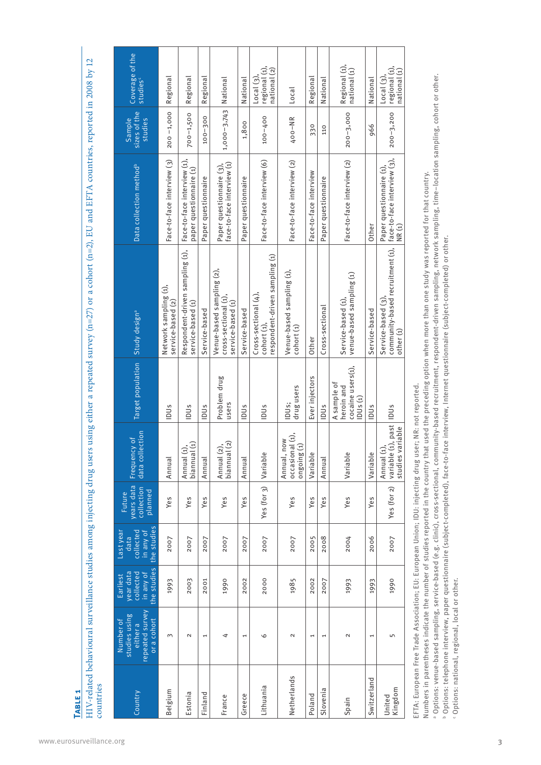**Table 1**

HIV-related behavioural surveillance studies among injecting drug users using either a repeated survey (n=27) or a cohort (n=2), EU and EFTA countries, reported in 2008 by 12 countries

| Country | Number of studies using either a repeated survey or a cohort | Earliest year data collected in any of the studies | Last year data collected in any of the studies | Future years data collection planned | Frequency of data collection | Target population | Study design[a] | Data collection method[b] | Sample sizes of the studies | Coverage of the studies[c] |
|---|---|---|---|---|---|---|---|---|---|---|
| Belgium | 3 | 1993 | 2007 | Yes | Annual | IDUs | Network sampling (1), service-based (2) | Face-to-face interview (3) | 200 –1,000 | Regional |
| Estonia | 2 | 2003 | 2007 | Yes | Annual (1), biannual (1) | IDUs | Respondent-driven sampling (1), service-based (1) | Face-to-face interview (1), paper questionnaire (1) | 700–1,500 | Regional |
| Finland | 1 | 2001 | 2007 | Yes | Annual | IDUs | Service-based | Paper questionnaire | 100–300 | Regional |
| France | 4 | 1990 | 2007 | Yes | Annual (2), biannual (2) | Problem drug users | Venue-based sampling (2), cross-sectional (1), service-based (1) | Paper questionnaire (3), face-to-face interview (1) | 1,000–3,743 | National |
| Greece | 1 | 2002 | 2007 | Yes | Annual | IDUs | Service-based | Paper questionnaire | 1,800 | National |
| Lithuania | 6 | 2000 | 2007 | Yes (for 3) | Variable | IDUs | Cross-sectional (4), cohort (1), respondent-driven sampling (1) | Face-to-face interview (6) | 100–400 | Local (3), regional (1), national (2) |
| Netherlands | 2 | 1985 | 2007 | Yes | Annual, now occasional (1), ongoing (1) | IDUs; drug users | Venue-based sampling (1), cohort (1) | Face-to-face interview (2) | 400–NR | Local |
| Poland | 1 | 2002 | 2005 | Yes | Variable | Ever injectors | Other | Face-to-face interview | 330 | Regional |
| Slovenia | 1 | 2007 | 2008 | Yes | Annual | IDUs | Cross-sectional | Paper questionnaire | 110 | National |
| Spain | 2 | 1993 | 2004 | Yes | Variable | A sample of heroin and cocaine users(1), IDUs (1) | Service-based (1), venue-based sampling (1) | Face-to-face interview (2) | 200–3,000 | Regional (1), national (1) |
| Switzerland | 1 | 1993 | 2006 | Yes | Variable | IDUs | Service-based | Other | 966 | National |
| United Kingdom | 5 | 1990 | 2007 | Yes (for 2) | Annual (1), variable (1), past studies variable | IDUs | Service-based (3), community-based recruitment (1), other (1) | Paper questionnaire (1), face-to-face interview (3), NR (1) | 200–3,200 | Local (3), regional (1), national (1) |

EFTA: European Free Trade Association; EU: European Union; IDU: injecting drug user; NR: not reported.

Numbers in parentheses indicate the number of studies reported in the country that used the preceding option when more than one study was reported for that country.

[a] Options: venue-based sampling, service-based (e.g. clinic), cross-sectional, community-based recruitment, respondent-driven sampling, network sampling, time–location sampling, cohort or other.

[b] Options: telephone interview, paper questionnaire (subject-completed), face-to-face interview, Internet questionnaire (subject-completed) or other.

[c] Options: national, regional, local or other.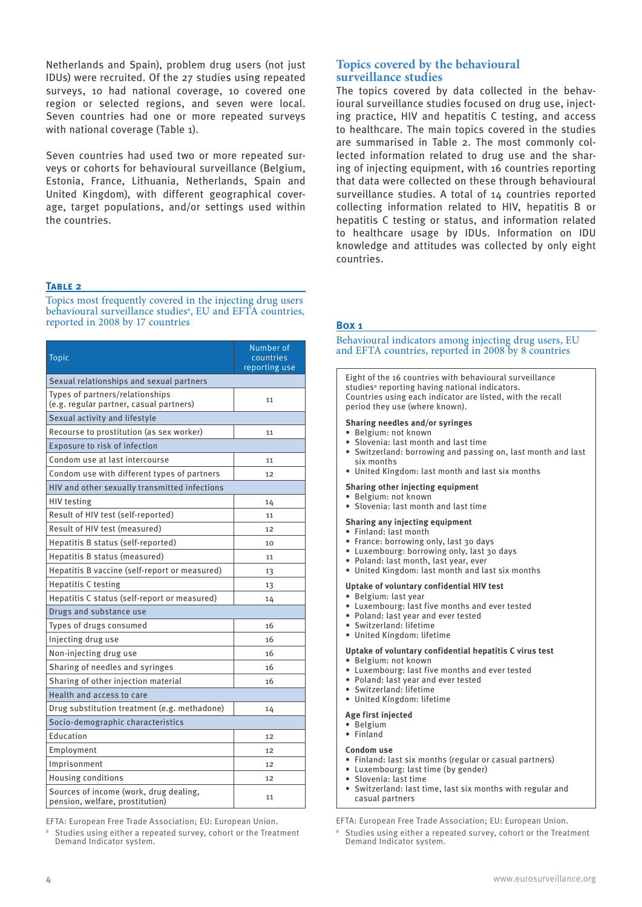Netherlands and Spain), problem drug users (not just IDUs) were recruited. Of the 27 studies using repeated surveys, 10 had national coverage, 10 covered one region or selected regions, and seven were local. Seven countries had one or more repeated surveys with national coverage (Table 1).

Seven countries had used two or more repeated surveys or cohorts for behavioural surveillance (Belgium, Estonia, France, Lithuania, Netherlands, Spain and United Kingdom), with different geographical coverage, target populations, and/or settings used within the countries.

**Table 2**

Topics most frequently covered in the injecting drug users behavioural surveillance studies[a], EU and EFTA countries, reported in 2008 by 17 countries

| Topic | Number of countries reporting use |
|---|---|
| **Sexual relationships and sexual partners** | |
| Types of partners/relationships (e.g. regular partner, casual partners) | 11 |
| **Sexual activity and lifestyle** | |
| Recourse to prostitution (as sex worker) | 11 |
| **Exposure to risk of infection** | |
| Condom use at last intercourse | 11 |
| Condom use with different types of partners | 12 |
| **HIV and other sexually transmitted infections** | |
| HIV testing | 14 |
| Result of HIV test (self-reported) | 11 |
| Result of HIV test (measured) | 12 |
| Hepatitis B status (self-reported) | 10 |
| Hepatitis B status (measured) | 11 |
| Hepatitis B vaccine (self-report or measured) | 13 |
| Hepatitis C testing | 13 |
| Hepatitis C status (self-report or measured) | 14 |
| **Drugs and substance use** | |
| Types of drugs consumed | 16 |
| Injecting drug use | 16 |
| Non-injecting drug use | 16 |
| Sharing of needles and syringes | 16 |
| Sharing of other injection material | 16 |
| **Health and access to care** | |
| Drug substitution treatment (e.g. methadone) | 14 |
| **Socio-demographic characteristics** | |
| Education | 12 |
| Employment | 12 |
| Imprisonment | 12 |
| Housing conditions | 12 |
| Sources of income (work, drug dealing, pension, welfare, prostitution) | 11 |

EFTA: European Free Trade Association; EU: European Union.

[a] Studies using either a repeated survey, cohort or the Treatment Demand Indicator system.

## Topics covered by the behavioural surveillance studies

The topics covered by data collected in the behavioural surveillance studies focused on drug use, injecting practice, HIV and hepatitis C testing, and access to healthcare. The main topics covered in the studies are summarised in Table 2. The most commonly collected information related to drug use and the sharing of injecting equipment, with 16 countries reporting that data were collected on these through behavioural surveillance studies. A total of 14 countries reported collecting information related to HIV, hepatitis B or hepatitis C testing or status, and information related to healthcare usage by IDUs. Information on IDU knowledge and attitudes was collected by only eight countries.

**Box 1**

Behavioural indicators among injecting drug users, EU and EFTA countries, reported in 2008 by 8 countries

Eight of the 16 countries with behavioural surveillance studies[a] reporting having national indicators. Countries using each indicator are listed, with the recall period they use (where known).

**Sharing needles and/or syringes**
- Belgium: not known
- Slovenia: last month and last time
- Switzerland: borrowing and passing on, last month and last six months
- United Kingdom: last month and last six months

**Sharing other injecting equipment**
- Belgium: not known
- Slovenia: last month and last time

**Sharing any injecting equipment**
- Finland: last month
- France: borrowing only, last 30 days
- Luxembourg: borrowing only, last 30 days
- Poland: last month, last year, ever
- United Kingdom: last month and last six months

**Uptake of voluntary confidential HIV test**
- Belgium: last year
- Luxembourg: last five months and ever tested
- Poland: last year and ever tested
- Switzerland: lifetime
- United Kingdom: lifetime

**Uptake of voluntary confidential hepatitis C virus test**
- Belgium: not known
- Luxembourg: last five months and ever tested
- Poland: last year and ever tested
- Switzerland: lifetime
- United Kingdom: lifetime

**Age first injected**
- Belgium
- Finland

**Condom use**
- Finland: last six months (regular or casual partners)
- Luxembourg: last time (by gender)
- Slovenia: last time
- Switzerland: last time, last six months with regular and casual partners

EFTA: European Free Trade Association; EU: European Union.

[a] Studies using either a repeated survey, cohort or the Treatment Demand Indicator system.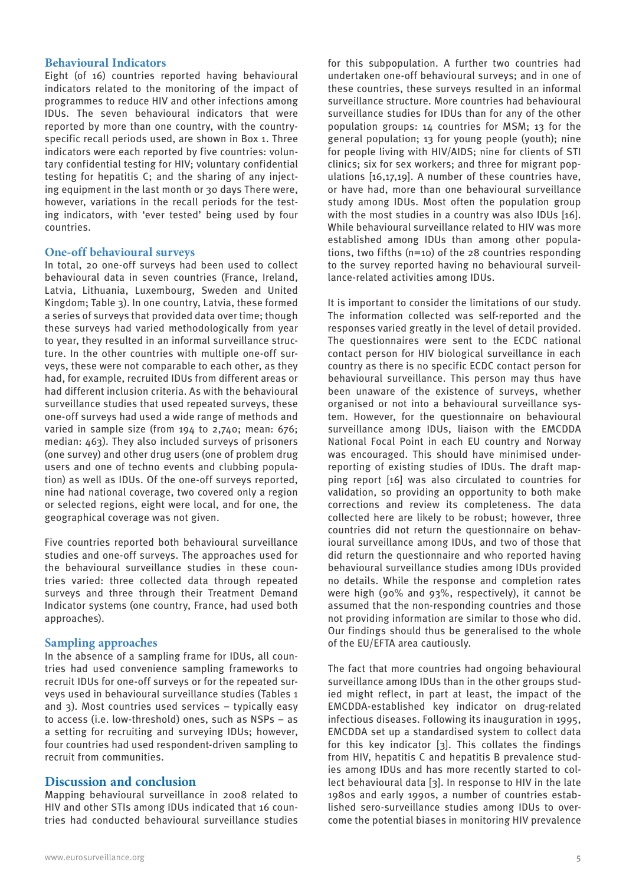## Behavioural Indicators

Eight (of 16) countries reported having behavioural indicators related to the monitoring of the impact of programmes to reduce HIV and other infections among IDUs. The seven behavioural indicators that were reported by more than one country, with the country-specific recall periods used, are shown in Box 1. Three indicators were each reported by five countries: voluntary confidential testing for HIV; voluntary confidential testing for hepatitis C; and the sharing of any injecting equipment in the last month or 30 days There were, however, variations in the recall periods for the testing indicators, with 'ever tested' being used by four countries.

## One-off behavioural surveys

In total, 20 one-off surveys had been used to collect behavioural data in seven countries (France, Ireland, Latvia, Lithuania, Luxembourg, Sweden and United Kingdom; Table 3). In one country, Latvia, these formed a series of surveys that provided data over time; though these surveys had varied methodologically from year to year, they resulted in an informal surveillance structure. In the other countries with multiple one-off surveys, these were not comparable to each other, as they had, for example, recruited IDUs from different areas or had different inclusion criteria. As with the behavioural surveillance studies that used repeated surveys, these one-off surveys had used a wide range of methods and varied in sample size (from 194 to 2,740; mean: 676; median: 463). They also included surveys of prisoners (one survey) and other drug users (one of problem drug users and one of techno events and clubbing population) as well as IDUs. Of the one-off surveys reported, nine had national coverage, two covered only a region or selected regions, eight were local, and for one, the geographical coverage was not given.

Five countries reported both behavioural surveillance studies and one-off surveys. The approaches used for the behavioural surveillance studies in these countries varied: three collected data through repeated surveys and three through their Treatment Demand Indicator systems (one country, France, had used both approaches).

## Sampling approaches

In the absence of a sampling frame for IDUs, all countries had used convenience sampling frameworks to recruit IDUs for one-off surveys or for the repeated surveys used in behavioural surveillance studies (Tables 1 and 3). Most countries used services – typically easy to access (i.e. low-threshold) ones, such as NSPs – as a setting for recruiting and surveying IDUs; however, four countries had used respondent-driven sampling to recruit from communities.

## Discussion and conclusion

Mapping behavioural surveillance in 2008 related to HIV and other STIs among IDUs indicated that 16 countries had conducted behavioural surveillance studies for this subpopulation. A further two countries had undertaken one-off behavioural surveys; and in one of these countries, these surveys resulted in an informal surveillance structure. More countries had behavioural surveillance studies for IDUs than for any of the other population groups: 14 countries for MSM; 13 for the general population; 13 for young people (youth); nine for people living with HIV/AIDS; nine for clients of STI clinics; six for sex workers; and three for migrant populations [16,17,19]. A number of these countries have, or have had, more than one behavioural surveillance study among IDUs. Most often the population group with the most studies in a country was also IDUs [16]. While behavioural surveillance related to HIV was more established among IDUs than among other populations, two fifths (n=10) of the 28 countries responding to the survey reported having no behavioural surveillance-related activities among IDUs.

It is important to consider the limitations of our study. The information collected was self-reported and the responses varied greatly in the level of detail provided. The questionnaires were sent to the ECDC national contact person for HIV biological surveillance in each country as there is no specific ECDC contact person for behavioural surveillance. This person may thus have been unaware of the existence of surveys, whether organised or not into a behavioural surveillance system. However, for the questionnaire on behavioural surveillance among IDUs, liaison with the EMCDDA National Focal Point in each EU country and Norway was encouraged. This should have minimised underreporting of existing studies of IDUs. The draft mapping report [16] was also circulated to countries for validation, so providing an opportunity to both make corrections and review its completeness. The data collected here are likely to be robust; however, three countries did not return the questionnaire on behavioural surveillance among IDUs, and two of those that did return the questionnaire and who reported having behavioural surveillance studies among IDUs provided no details. While the response and completion rates were high (90% and 93%, respectively), it cannot be assumed that the non-responding countries and those not providing information are similar to those who did. Our findings should thus be generalised to the whole of the EU/EFTA area cautiously.

The fact that more countries had ongoing behavioural surveillance among IDUs than in the other groups studied might reflect, in part at least, the impact of the EMCDDA-established key indicator on drug-related infectious diseases. Following its inauguration in 1995, EMCDDA set up a standardised system to collect data for this key indicator [3]. This collates the findings from HIV, hepatitis C and hepatitis B prevalence studies among IDUs and has more recently started to collect behavioural data [3]. In response to HIV in the late 1980s and early 1990s, a number of countries established sero-surveillance studies among IDUs to overcome the potential biases in monitoring HIV prevalence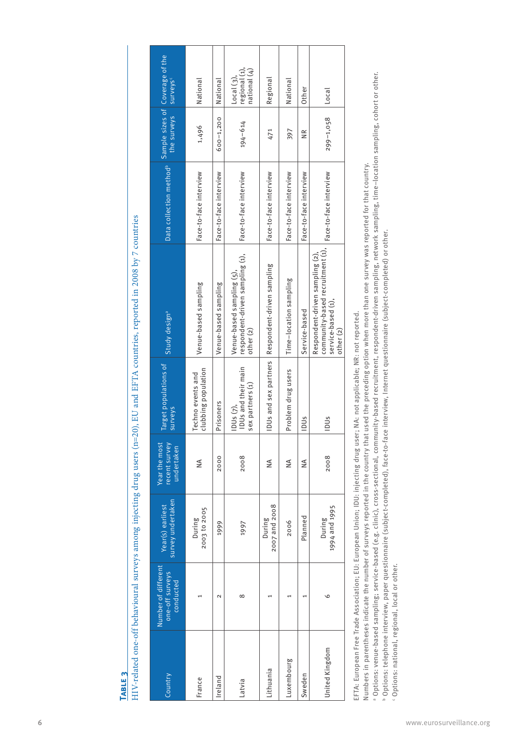**Table 3**

HIV-related one-off behavioural surveys among injecting drug users (n=20), EU and EFTA countries, reported in 2008 by 7 countries

| Country | Number of different one-off surveys conducted | Year(s) earliest survey undertaken | Year the most recent survey undertaken | Target populations of surveys | Study design[a] | Data collection method[b] | Sample sizes of the surveys | Coverage of the surveys[c] |
|---|---|---|---|---|---|---|---|---|
| France | 1 | During 2003 to 2005 | NA | Techno events and clubbing population | Venue-based sampling | Face-to-face interview | 1,496 | National |
| Ireland | 2 | 1999 | 2000 | Prisoners | Venue-based sampling | Face-to-face interview | 600–1,200 | National |
| Latvia | 8 | 1997 | 2008 | IDUs (7), IDUs and their main sex partners (1) | Venue-based sampling (5), respondent-driven sampling (1), other (2) | Face-to-face interview | 194–614 | Local (3), regional (1), national (4) |
| Lithuania | 1 | During 2007 and 2008 | NA | IDUs and sex partners | Respondent-driven sampling | Face-to-face interview | 471 | Regional |
| Luxembourg | 1 | 2006 | NA | Problem drug users | Time-location sampling | Face-to-face interview | 397 | National |
| Sweden | 1 | Planned | NA | IDUs | Service-based | Face-to-face interview | NR | Other |
| United Kingdom | 6 | During 1994 and 1995 | 2008 | IDUs | Respondent-driven sampling (2), community-based recruitment (1), service-based (1), other (2) | Face-to-face interview | 299–1,058 | Local |

EFTA: European Free Trade Association; EU: European Union; IDU: injecting drug user; NA: not applicable; NR: not reported.

Numbers in parentheses indicate the number of surveys reported in the country that used the preceding option when more than one survey was reported for that country.

[a] Options: venue-based sampling; service-based (e.g. clinic), cross-sectional, community-based recruitment, respondent-driven sampling, network sampling, time-location sampling, cohort or other.

[b] Options: telephone interview, paper questionnaire (subject-completed), face-to-face interview, Internet questionnaire (subject-completed) or other.

[c] Options: national, regional, local or other.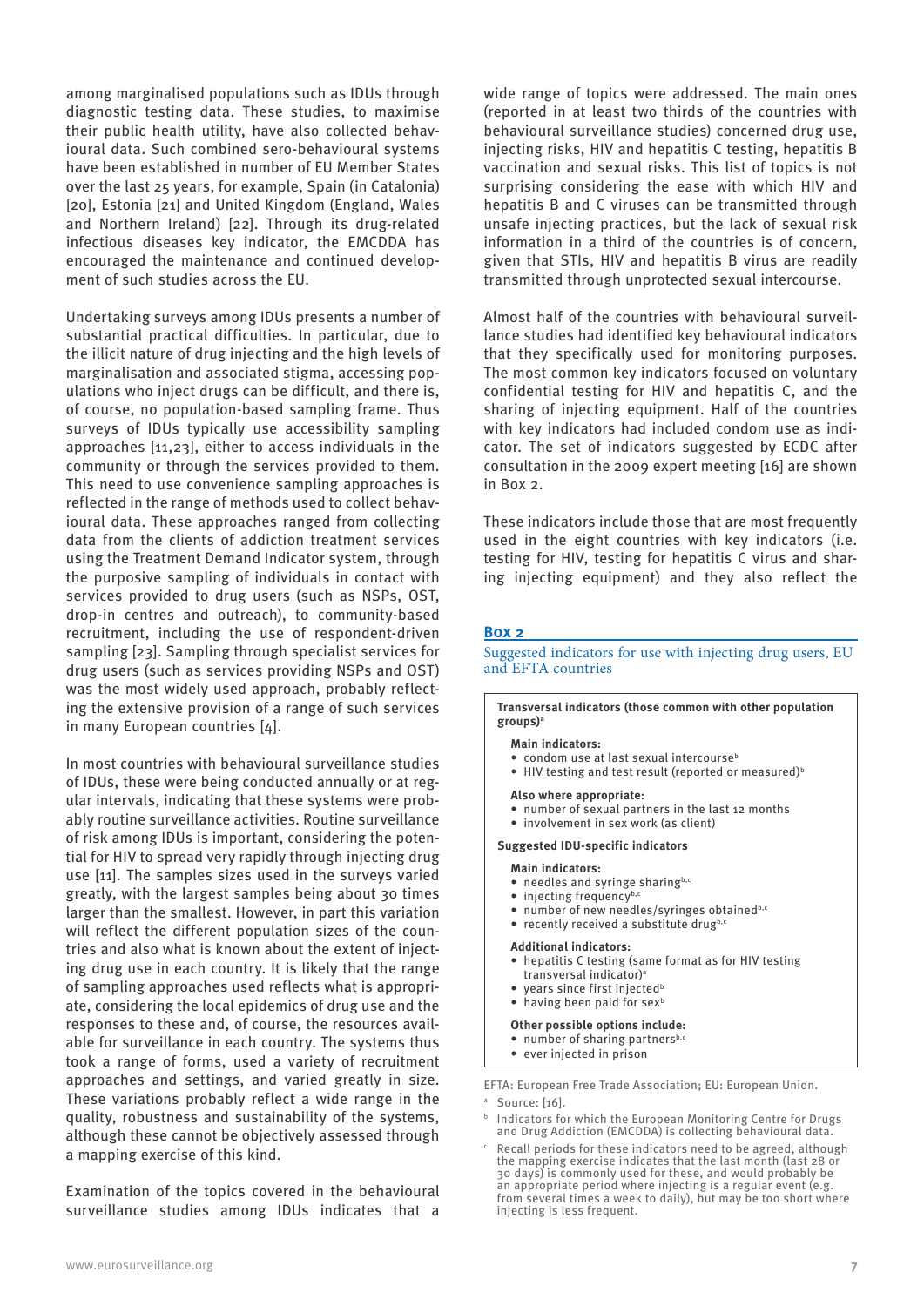among marginalised populations such as IDUs through diagnostic testing data. These studies, to maximise their public health utility, have also collected behavioural data. Such combined sero-behavioural systems have been established in number of EU Member States over the last 25 years, for example, Spain (in Catalonia) [20], Estonia [21] and United Kingdom (England, Wales and Northern Ireland) [22]. Through its drug-related infectious diseases key indicator, the EMCDDA has encouraged the maintenance and continued development of such studies across the EU.

Undertaking surveys among IDUs presents a number of substantial practical difficulties. In particular, due to the illicit nature of drug injecting and the high levels of marginalisation and associated stigma, accessing populations who inject drugs can be difficult, and there is, of course, no population-based sampling frame. Thus surveys of IDUs typically use accessibility sampling approaches [11,23], either to access individuals in the community or through the services provided to them. This need to use convenience sampling approaches is reflected in the range of methods used to collect behavioural data. These approaches ranged from collecting data from the clients of addiction treatment services using the Treatment Demand Indicator system, through the purposive sampling of individuals in contact with services provided to drug users (such as NSPs, OST, drop-in centres and outreach), to community-based recruitment, including the use of respondent-driven sampling [23]. Sampling through specialist services for drug users (such as services providing NSPs and OST) was the most widely used approach, probably reflecting the extensive provision of a range of such services in many European countries [4].

In most countries with behavioural surveillance studies of IDUs, these were being conducted annually or at regular intervals, indicating that these systems were probably routine surveillance activities. Routine surveillance of risk among IDUs is important, considering the potential for HIV to spread very rapidly through injecting drug use [11]. The samples sizes used in the surveys varied greatly, with the largest samples being about 30 times larger than the smallest. However, in part this variation will reflect the different population sizes of the countries and also what is known about the extent of injecting drug use in each country. It is likely that the range of sampling approaches used reflects what is appropriate, considering the local epidemics of drug use and the responses to these and, of course, the resources available for surveillance in each country. The systems thus took a range of forms, used a variety of recruitment approaches and settings, and varied greatly in size. These variations probably reflect a wide range in the quality, robustness and sustainability of the systems, although these cannot be objectively assessed through a mapping exercise of this kind.

Examination of the topics covered in the behavioural surveillance studies among IDUs indicates that a wide range of topics were addressed. The main ones (reported in at least two thirds of the countries with behavioural surveillance studies) concerned drug use, injecting risks, HIV and hepatitis C testing, hepatitis B vaccination and sexual risks. This list of topics is not surprising considering the ease with which HIV and hepatitis B and C viruses can be transmitted through unsafe injecting practices, but the lack of sexual risk information in a third of the countries is of concern, given that STIs, HIV and hepatitis B virus are readily transmitted through unprotected sexual intercourse.

Almost half of the countries with behavioural surveillance studies had identified key behavioural indicators that they specifically used for monitoring purposes. The most common key indicators focused on voluntary confidential testing for HIV and hepatitis C, and the sharing of injecting equipment. Half of the countries with key indicators had included condom use as indicator. The set of indicators suggested by ECDC after consultation in the 2009 expert meeting [16] are shown in Box 2.

These indicators include those that are most frequently used in the eight countries with key indicators (i.e. testing for HIV, testing for hepatitis C virus and sharing injecting equipment) and they also reflect the

**Box 2**

Suggested indicators for use with injecting drug users, EU and EFTA countries

**Transversal indicators (those common with other population groups)**[a]

**Main indicators:**
- condom use at last sexual intercourse[b]
- HIV testing and test result (reported or measured)[b]

**Also where appropriate:**
- number of sexual partners in the last 12 months
- involvement in sex work (as client)

**Suggested IDU-specific indicators**

**Main indicators:**
- needles and syringe sharing[b,c]
- injecting frequency[b,c]
- number of new needles/syringes obtained[b,c]
- recently received a substitute drug[b,c]

**Additional indicators:**
- hepatitis C testing (same format as for HIV testing transversal indicator)[a]
- years since first injected[b]
- having been paid for sex[b]

**Other possible options include:**
- number of sharing partners[b,c]
- ever injected in prison

EFTA: European Free Trade Association; EU: European Union.

[a] Source: [16].

[b] Indicators for which the European Monitoring Centre for Drugs and Drug Addiction (EMCDDA) is collecting behavioural data.

[c] Recall periods for these indicators need to be agreed, although the mapping exercise indicates that the last month (last 28 or 30 days) is commonly used for these, and would probably be an appropriate period where injecting is a regular event (e.g. from several times a week to daily), but may be too short where injecting is less frequent.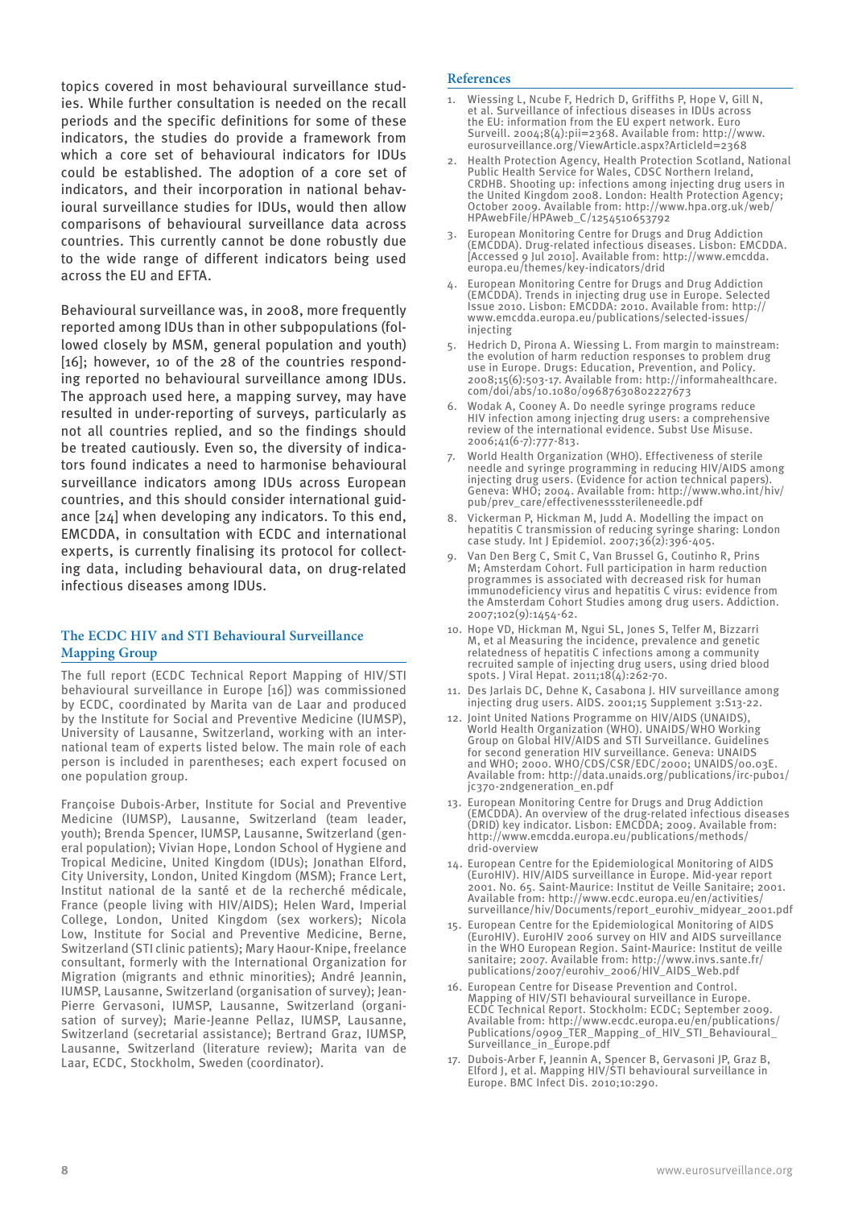topics covered in most behavioural surveillance studies. While further consultation is needed on the recall periods and the specific definitions for some of these indicators, the studies do provide a framework from which a core set of behavioural indicators for IDUs could be established. The adoption of a core set of indicators, and their incorporation in national behavioural surveillance studies for IDUs, would then allow comparisons of behavioural surveillance data across countries. This currently cannot be done robustly due to the wide range of different indicators being used across the EU and EFTA.

Behavioural surveillance was, in 2008, more frequently reported among IDUs than in other subpopulations (followed closely by MSM, general population and youth) [16]; however, 10 of the 28 of the countries responding reported no behavioural surveillance among IDUs. The approach used here, a mapping survey, may have resulted in under-reporting of surveys, particularly as not all countries replied, and so the findings should be treated cautiously. Even so, the diversity of indicators found indicates a need to harmonise behavioural surveillance indicators among IDUs across European countries, and this should consider international guidance [24] when developing any indicators. To this end, EMCDDA, in consultation with ECDC and international experts, is currently finalising its protocol for collecting data, including behavioural data, on drug-related infectious diseases among IDUs.

## The ECDC HIV and STI Behavioural Surveillance Mapping Group

The full report (ECDC Technical Report Mapping of HIV/STI behavioural surveillance in Europe [16]) was commissioned by ECDC, coordinated by Marita van de Laar and produced by the Institute for Social and Preventive Medicine (IUMSP), University of Lausanne, Switzerland, working with an international team of experts listed below. The main role of each person is included in parentheses; each expert focused on one population group.

Françoise Dubois-Arber, Institute for Social and Preventive Medicine (IUMSP), Lausanne, Switzerland (team leader, youth); Brenda Spencer, IUMSP, Lausanne, Switzerland (general population); Vivian Hope, London School of Hygiene and Tropical Medicine, United Kingdom (IDUs); Jonathan Elford, City University, London, United Kingdom (MSM); France Lert, Institut national de la santé et de la recherché médicale, France (people living with HIV/AIDS); Helen Ward, Imperial College, London, United Kingdom (sex workers); Nicola Low, Institute for Social and Preventive Medicine, Berne, Switzerland (STI clinic patients); Mary Haour-Knipe, freelance consultant, formerly with the International Organization for Migration (migrants and ethnic minorities); André Jeannin, IUMSP, Lausanne, Switzerland (organisation of survey); Jean-Pierre Gervasoni, IUMSP, Lausanne, Switzerland (organisation of survey); Marie-Jeanne Pellaz, IUMSP, Lausanne, Switzerland (secretarial assistance); Bertrand Graz, IUMSP, Lausanne, Switzerland (literature review); Marita van de Laar, ECDC, Stockholm, Sweden (coordinator).

## References

1. Wiessing L, Ncube F, Hedrich D, Griffiths P, Hope V, Gill N, et al. Surveillance of infectious diseases in IDUs across the EU: information from the EU expert network. Euro Surveill. 2004;8(4):pii=2368. Available from: http://www.eurosurveillance.org/ViewArticle.aspx?ArticleId=2368
2. Health Protection Agency, Health Protection Scotland, National Public Health Service for Wales, CDSC Northern Ireland, CRDHB. Shooting up: infections among injecting drug users in the United Kingdom 2008. London: Health Protection Agency; October 2009. Available from: http://www.hpa.org.uk/web/HPAwebFile/HPAweb_C/1254510653792
3. European Monitoring Centre for Drugs and Drug Addiction (EMCDDA). Drug-related infectious diseases. Lisbon: EMCDDA. [Accessed 9 Jul 2010]. Available from: http://www.emcdda.europa.eu/themes/key-indicators/drid
4. European Monitoring Centre for Drugs and Drug Addiction (EMCDDA). Trends in injecting drug use in Europe. Selected Issue 2010. Lisbon: EMCDDA: 2010. Available from: http://www.emcdda.europa.eu/publications/selected-issues/injecting
5. Hedrich D, Pirona A. Wiessing L. From margin to mainstream: the evolution of harm reduction responses to problem drug use in Europe. Drugs: Education, Prevention, and Policy. 2008;15(6):503-17. Available from: http://informahealthcare.com/doi/abs/10.1080/09687630802227673
6. Wodak A, Cooney A. Do needle syringe programs reduce HIV infection among injecting drug users: a comprehensive review of the international evidence. Subst Use Misuse. 2006;41(6-7):777-813.
7. World Health Organization (WHO). Effectiveness of sterile needle and syringe programming in reducing HIV/AIDS among injecting drug users. (Evidence for action technical papers). Geneva: WHO; 2004. Available from: http://www.who.int/hiv/pub/prev_care/effectivenesssterileneedle.pdf
8. Vickerman P, Hickman M, Judd A. Modelling the impact on hepatitis C transmission of reducing syringe sharing: London case study. Int J Epidemiol. 2007;36(2):396-405.
9. Van Den Berg C, Smit C, Van Brussel G, Coutinho R, Prins M; Amsterdam Cohort. Full participation in harm reduction programmes is associated with decreased risk for human immunodeficiency virus and hepatitis C virus: evidence from the Amsterdam Cohort Studies among drug users. Addiction. 2007;102(9):1454-62.
10. Hope VD, Hickman M, Ngui SL, Jones S, Telfer M, Bizzarri M, et al Measuring the incidence, prevalence and genetic relatedness of hepatitis C infections among a community recruited sample of injecting drug users, using dried blood spots. J Viral Hepat. 2011;18(4):262-70.
11. Des Jarlais DC, Dehne K, Casabona J. HIV surveillance among injecting drug users. AIDS. 2001;15 Supplement 3:S13-22.
12. Joint United Nations Programme on HIV/AIDS (UNAIDS), World Health Organization (WHO). UNAIDS/WHO Working Group on Global HIV/AIDS and STI Surveillance. Guidelines for second generation HIV surveillance. Geneva: UNAIDS and WHO; 2000. WHO/CDS/CSR/EDC/2000; UNAIDS/00.03E. Available from: http://data.unaids.org/publications/irc-pub01/jc370-2ndgeneration_en.pdf
13. European Monitoring Centre for Drugs and Drug Addiction (EMCDDA). An overview of the drug-related infectious diseases (DRID) key indicator. Lisbon: EMCDDA; 2009. Available from: http://www.emcdda.europa.eu/publications/methods/drid-overview
14. European Centre for the Epidemiological Monitoring of AIDS (EuroHIV). HIV/AIDS surveillance in Europe. Mid-year report 2001. No. 65. Saint-Maurice: Institut de Veille Sanitaire; 2001. Available from: http://www.ecdc.europa.eu/en/activities/surveillance/hiv/Documents/report_eurohiv_midyear_2001.pdf
15. European Centre for the Epidemiological Monitoring of AIDS (EuroHIV). EuroHIV 2006 survey on HIV and AIDS surveillance in the WHO European Region. Saint-Maurice: Institut de veille sanitaire; 2007. Available from: http://www.invs.sante.fr/publications/2007/eurohiv_2006/HIV_AIDS_Web.pdf
16. European Centre for Disease Prevention and Control. Mapping of HIV/STI behavioural surveillance in Europe. ECDC Technical Report. Stockholm: ECDC; September 2009. Available from: http://www.ecdc.europa.eu/en/publications/Publications/0909_TER_Mapping_of_HIV_STI_Behavioural_Surveillance_in_Europe.pdf
17. Dubois-Arber F, Jeannin A, Spencer B, Gervasoni JP, Graz B, Elford J, et al. Mapping HIV/STI behavioural surveillance in Europe. BMC Infect Dis. 2010;10:290.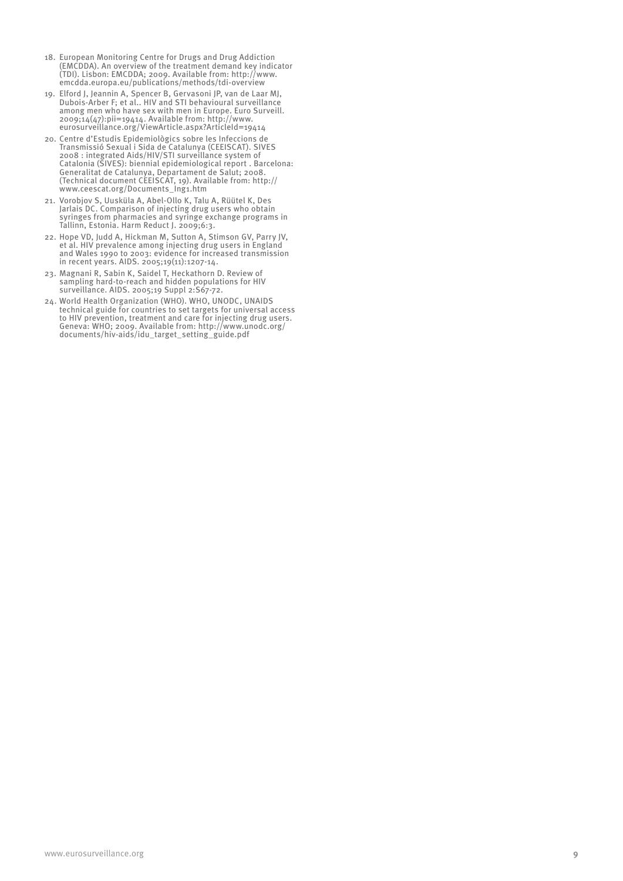18. European Monitoring Centre for Drugs and Drug Addiction (EMCDDA). An overview of the treatment demand key indicator (TDI). Lisbon: EMCDDA; 2009. Available from: http://www.emcdda.europa.eu/publications/methods/tdi-overview
19. Elford J, Jeannin A, Spencer B, Gervasoni JP, van de Laar MJ, Dubois-Arber F; et al.. HIV and STI behavioural surveillance among men who have sex with men in Europe. Euro Surveill. 2009;14(47):pii=19414. Available from: http://www.eurosurveillance.org/ViewArticle.aspx?ArticleId=19414
20. Centre d'Estudis Epidemiològics sobre les Infeccions de Transmissió Sexual i Sida de Catalunya (CEEISCAT). SIVES 2008 : integrated Aids/HIV/STI surveillance system of Catalonia (SIVES): biennial epidemiological report . Barcelona: Generalitat de Catalunya, Departament de Salut; 2008. (Technical document CEEISCAT, 19). Available from: http://www.ceescat.org/Documents_Ing1.htm
21. Vorobjov S, Uusküla A, Abel-Ollo K, Talu A, Rüütel K, Des Jarlais DC. Comparison of injecting drug users who obtain syringes from pharmacies and syringe exchange programs in Tallinn, Estonia. Harm Reduct J. 2009;6:3.
22. Hope VD, Judd A, Hickman M, Sutton A, Stimson GV, Parry JV, et al. HIV prevalence among injecting drug users in England and Wales 1990 to 2003: evidence for increased transmission in recent years. AIDS. 2005;19(11):1207-14.
23. Magnani R, Sabin K, Saidel T, Heckathorn D. Review of sampling hard-to-reach and hidden populations for HIV surveillance. AIDS. 2005;19 Suppl 2:S67-72.
24. World Health Organization (WHO). WHO, UNODC, UNAIDS technical guide for countries to set targets for universal access to HIV prevention, treatment and care for injecting drug users. Geneva: WHO; 2009. Available from: http://www.unodc.org/documents/hiv-aids/idu_target_setting_guide.pdf